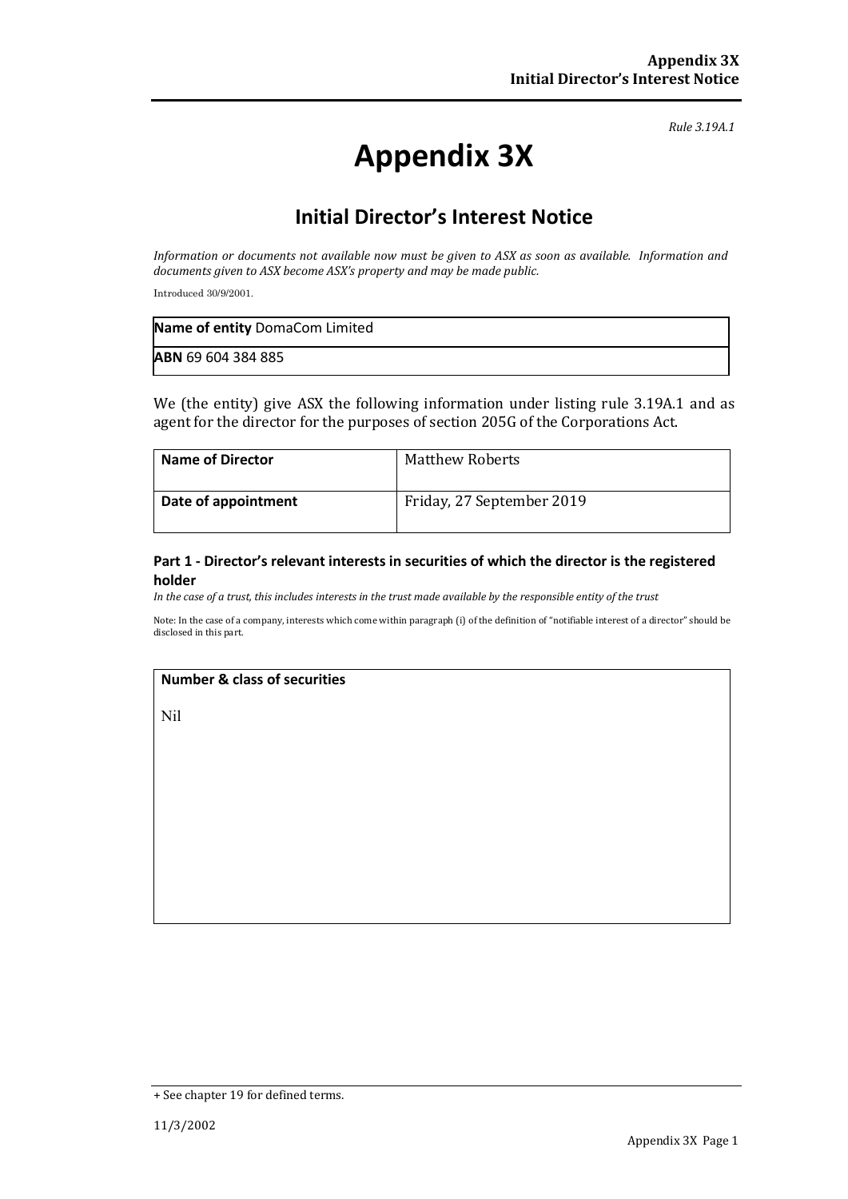*Rule 3.19A.1*

# Appendix 3X

## Initial Director's Interest Notice

*Information or documents not available now must be given to ASX as soon as available. Information and documents given to ASX become ASX's property and may be made public.*

Introduced 30/9/2001.

| **Name of entity** DomaCom Limited |
|---|
| **ABN** 69 604 384 885 |

We (the entity) give ASX the following information under listing rule 3.19A.1 and as agent for the director for the purposes of section 205G of the Corporations Act.

| **Name of Director** | Matthew Roberts |
|---|---|
| **Date of appointment** | Friday, 27 September 2019 |

### Part 1 - Director's relevant interests in securities of which the director is the registered holder

*In the case of a trust, this includes interests in the trust made available by the responsible entity of the trust*

Note: In the case of a company, interests which come within paragraph (i) of the definition of "notifiable interest of a director" should be disclosed in this part.

| **Number & class of securities** |
|---|
| Nil |

+ See chapter 19 for defined terms.

11/3/2002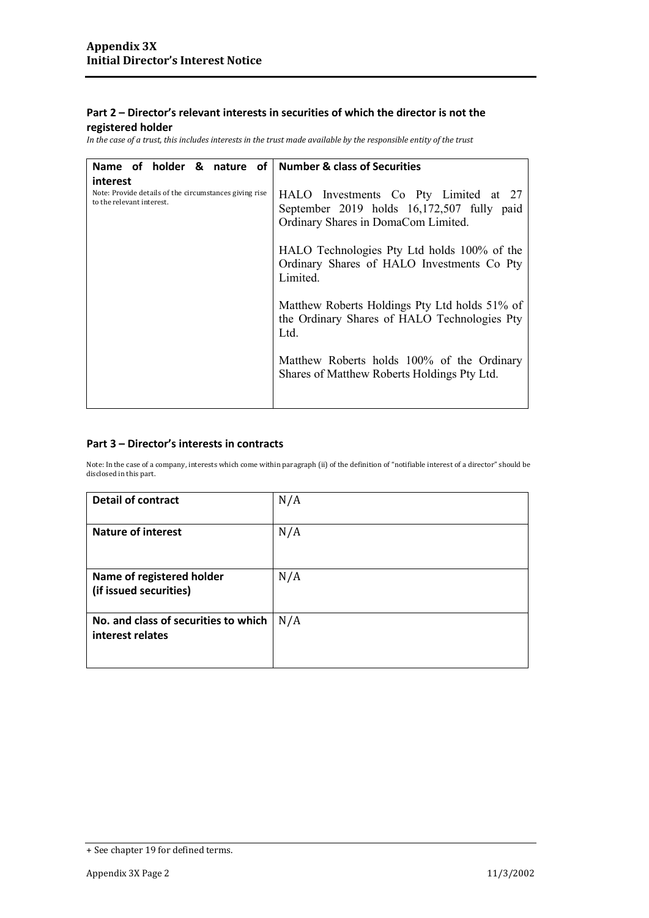## Part 2 – Director's relevant interests in securities of which the director is not the registered holder

*In the case of a trust, this includes interests in the trust made available by the responsible entity of the trust*

| Name of holder & nature of interest<br>Note: Provide details of the circumstances giving rise to the relevant interest. | Number & class of Securities |
|---|---|
| | HALO Investments Co Pty Limited at 27 September 2019 holds 16,172,507 fully paid Ordinary Shares in DomaCom Limited.<br><br>HALO Technologies Pty Ltd holds 100% of the Ordinary Shares of HALO Investments Co Pty Limited.<br><br>Matthew Roberts Holdings Pty Ltd holds 51% of the Ordinary Shares of HALO Technologies Pty Ltd.<br><br>Matthew Roberts holds 100% of the Ordinary Shares of Matthew Roberts Holdings Pty Ltd. |

## Part 3 – Director's interests in contracts

Note: In the case of a company, interests which come within paragraph (ii) of the definition of "notifiable interest of a director" should be disclosed in this part.

| | |
|---|---|
| **Detail of contract** | N/A |
| **Nature of interest** | N/A |
| **Name of registered holder (if issued securities)** | N/A |
| **No. and class of securities to which interest relates** | N/A |

+ See chapter 19 for defined terms.